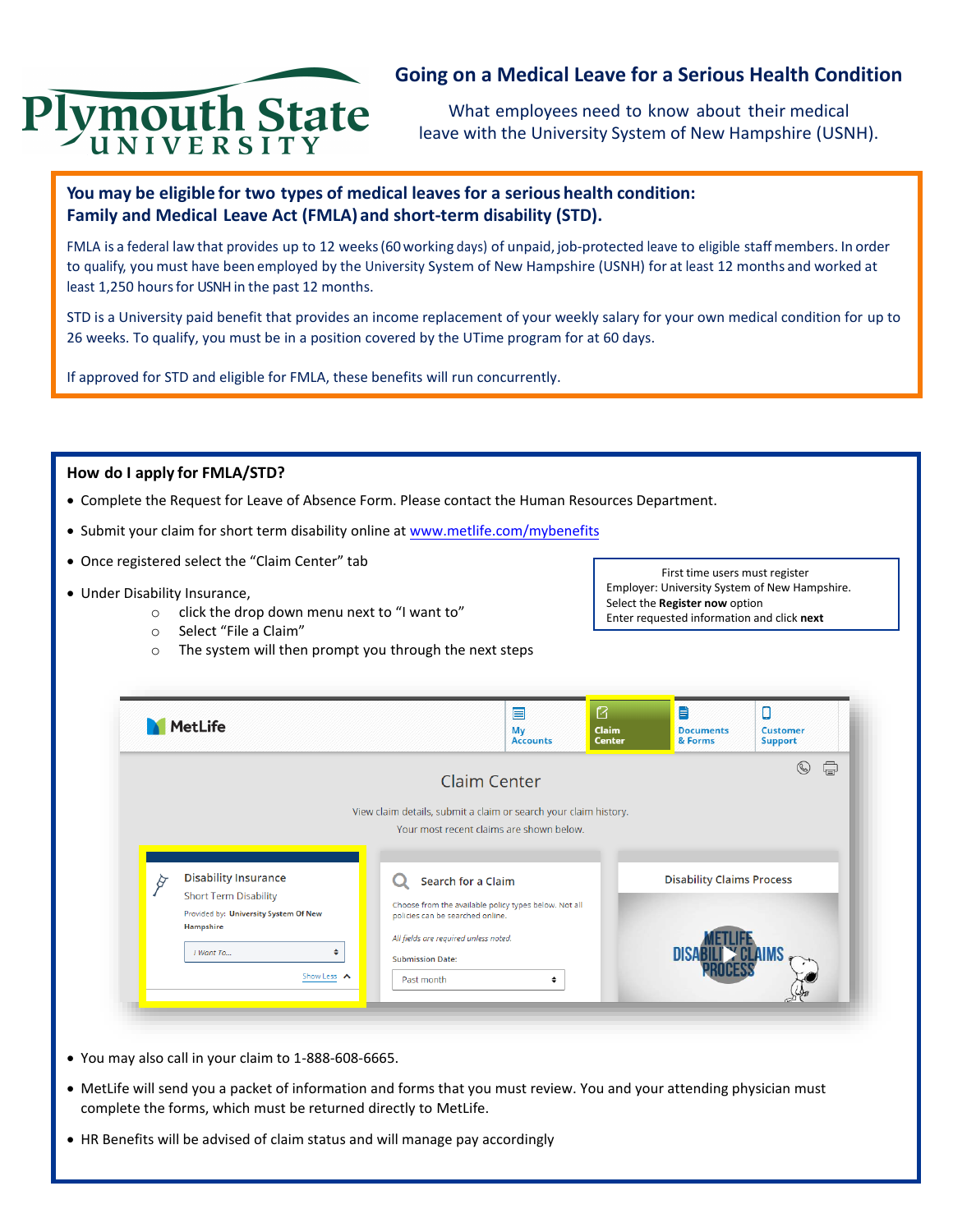# Going on a Medical Leave for a Serious Health Condition

What employees need to know about their medical leave with the University System of New Hampshire (USNH).

**You may be eligible for two types of medical leaves for a serious health condition: Family and Medical Leave Act (FMLA) and short-term disability (STD).**

FMLA is a federal law that provides up to 12 weeks (60 working days) of unpaid, job-protected leave to eligible staff members. In order to qualify, you must have been employed by the University System of New Hampshire (USNH) for at least 12 months and worked at least 1,250 hours for USNH in the past 12 months.

STD is a University paid benefit that provides an income replacement of your weekly salary for your own medical condition for up to 26 weeks. To qualify, you must be in a position covered by the UTime program for at 60 days.

If approved for STD and eligible for FMLA, these benefits will run concurrently.

## How do I apply for FMLA/STD?

- Complete the Request for Leave of Absence Form. Please contact the Human Resources Department.
- Submit your claim for short term disability online at [www.metlife.com/mybenefits](www.metlife.com/mybenefits)
- Once registered select the "Claim Center" tab
- Under Disability Insurance,
  - click the drop down menu next to "I want to"
  - Select "File a Claim"
  - The system will then prompt you through the next steps

First time users must register
Employer: University System of New Hampshire.
Select the **Register now** option
Enter requested information and click **next**

- You may also call in your claim to 1-888-608-6665.
- MetLife will send you a packet of information and forms that you must review. You and your attending physician must complete the forms, which must be returned directly to MetLife.
- HR Benefits will be advised of claim status and will manage pay accordingly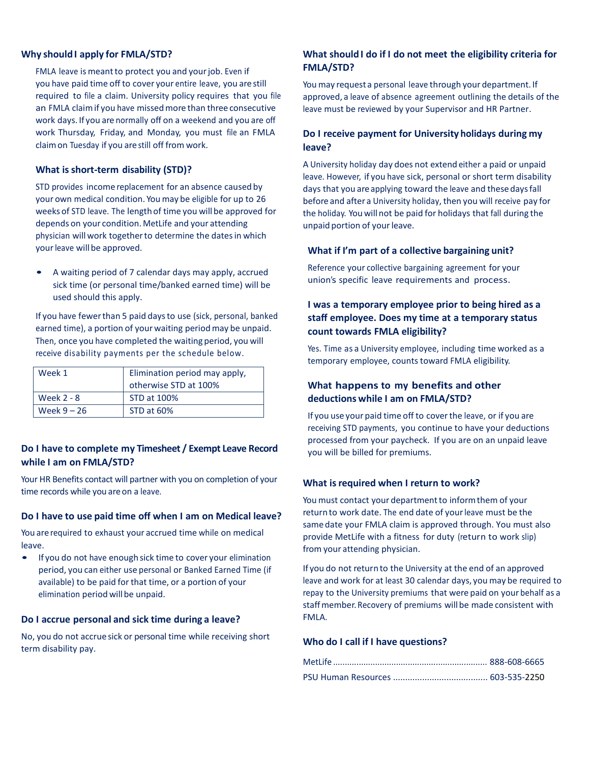### Why should I apply for FMLA/STD?

FMLA leave is meant to protect you and your job. Even if you have paid time off to cover your entire leave, you are still required to file a claim. University policy requires that you file an FMLA claim if you have missed more than three consecutive work days. If you are normally off on a weekend and you are off work Thursday, Friday, and Monday, you must file an FMLA claim on Tuesday if you are still off from work.

### What is short-term disability (STD)?

STD provides income replacement for an absence caused by your own medical condition. You may be eligible for up to 26 weeks of STD leave. The length of time you will be approved for depends on your condition. MetLife and your attending physician will work together to determine the dates in which your leave will be approved.

- A waiting period of 7 calendar days may apply, accrued sick time (or personal time/banked earned time) will be used should this apply.

If you have fewer than 5 paid days to use (sick, personal, banked earned time), a portion of your waiting period may be unpaid. Then, once you have completed the waiting period, you will receive disability payments per the schedule below.

| | |
|---|---|
| Week 1 | Elimination period may apply, otherwise STD at 100% |
| Week 2 - 8 | STD at 100% |
| Week 9 – 26 | STD at 60% |

### Do I have to complete my Timesheet / Exempt Leave Record while I am on FMLA/STD?

Your HR Benefits contact will partner with you on completion of your time records while you are on a leave.

### Do I have to use paid time off when I am on Medical leave?

You are required to exhaust your accrued time while on medical leave.

- If you do not have enough sick time to cover your elimination period, you can either use personal or Banked Earned Time (if available) to be paid for that time, or a portion of your elimination period will be unpaid.

### Do I accrue personal and sick time during a leave?

No, you do not accrue sick or personal time while receiving short term disability pay.

### What should I do if I do not meet the eligibility criteria for FMLA/STD?

You may request a personal leave through your department. If approved, a leave of absence agreement outlining the details of the leave must be reviewed by your Supervisor and HR Partner.

### Do I receive payment for University holidays during my leave?

A University holiday day does not extend either a paid or unpaid leave. However, if you have sick, personal or short term disability days that you are applying toward the leave and these days fall before and after a University holiday, then you will receive pay for the holiday. You will not be paid for holidays that fall during the unpaid portion of your leave.

### What if I'm part of a collective bargaining unit?

Reference your collective bargaining agreement for your union's specific leave requirements and process.

### I was a temporary employee prior to being hired as a staff employee. Does my time at a temporary status count towards FMLA eligibility?

Yes. Time as a University employee, including time worked as a temporary employee, counts toward FMLA eligibility.

### What happens to my benefits and other deductions while I am on FMLA/STD?

If you use your paid time off to cover the leave, or if you are receiving STD payments, you continue to have your deductions processed from your paycheck. If you are on an unpaid leave you will be billed for premiums.

### What is required when I return to work?

You must contact your department to inform them of your return to work date. The end date of your leave must be the same date your FMLA claim is approved through. You must also provide MetLife with a fitness for duty (return to work slip) from your attending physician.

If you do not return to the University at the end of an approved leave and work for at least 30 calendar days, you may be required to repay to the University premiums that were paid on your behalf as a staff member. Recovery of premiums will be made consistent with FMLA.

### Who do I call if I have questions?

MetLife ................................................................ 888-608-6665

PSU Human Resources ...................................... 603-535-2250